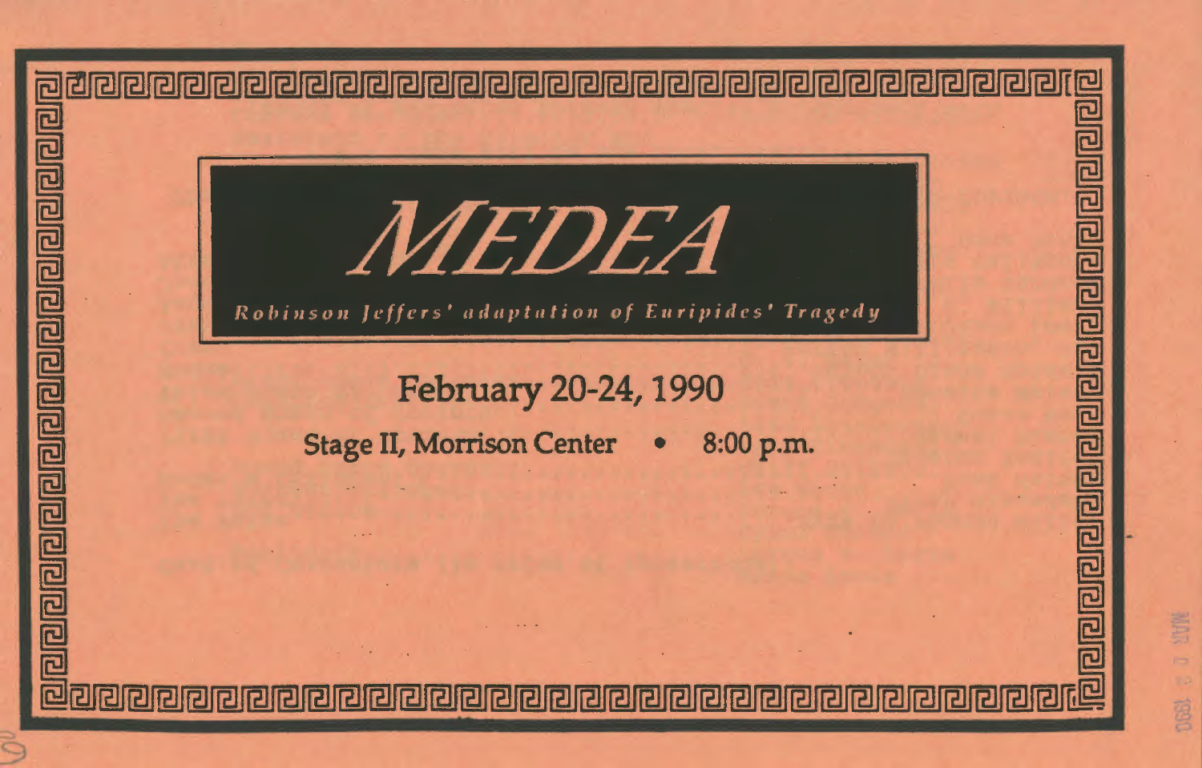# MEDEA

*Robinson Jeffers' adaptation of Euripides' Tragedy*

February 20-24, 1990

Stage II, Morrison Center • 8:00 p.m.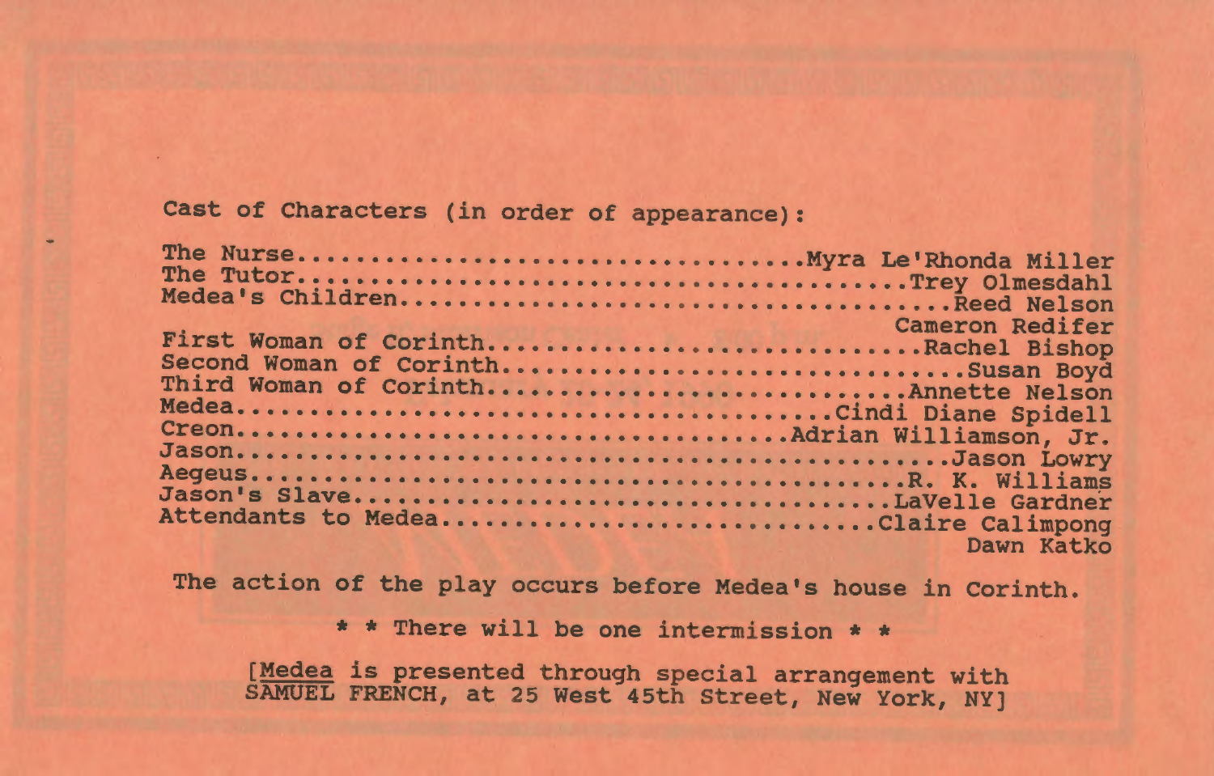Cast of Characters (in order of appearance):

| Character | Actor |
|---|---|
| The Nurse | Myra Le'Rhonda Miller |
| The Tutor | Trey Olmesdahl |
| Medea's Children | Reed Nelson |
| | Cameron Redifer |
| First Woman of Corinth | Rachel Bishop |
| Second Woman of Corinth | Susan Boyd |
| Third Woman of Corinth | Annette Nelson |
| Medea | Cindi Diane Spidell |
| Creon | Adrian Williamson, Jr. |
| Jason | Jason Lowry |
| Aegeus | R. K. Williams |
| Jason's Slave | LaVelle Gardner |
| Attendants to Medea | Claire Calimpong |
| | Dawn Katko |

The action of the play occurs before Medea's house in Corinth.

* * There will be one intermission * *

[<u>Medea</u> is presented through special arrangement with SAMUEL FRENCH, at 25 West 45th Street, New York, NY]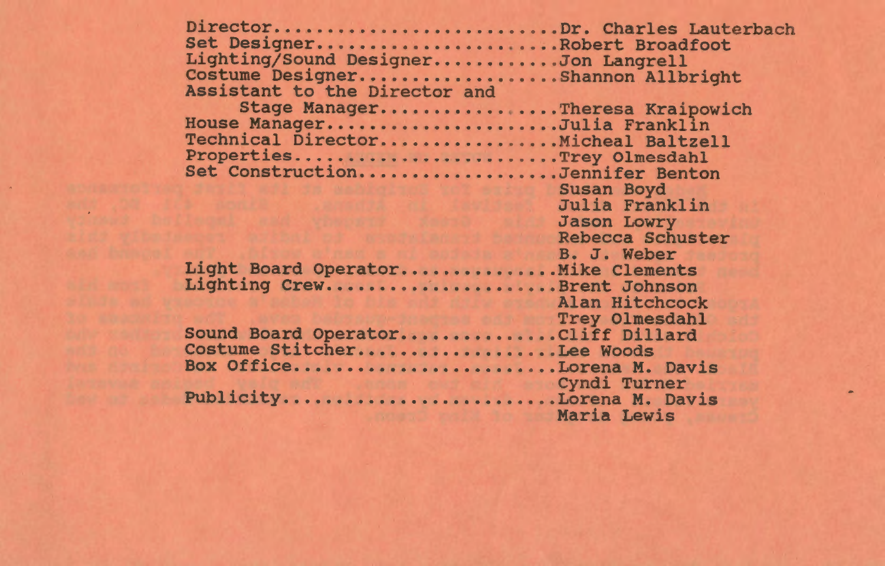Director............................Dr. Charles Lauterbach
Set Designer........................Robert Broadfoot
Lighting/Sound Designer...........Jon Langrell
Costume Designer..................Shannon Allbright
Assistant to the Director and
Stage Manager.................Theresa Kraipowich
House Manager......................Julia Franklin
Technical Director.................Micheal Baltzell
Properties...........................Trey Olmesdahl
Set Construction...................Jennifer Benton
Susan Boyd
Julia Franklin
Jason Lowry
Rebecca Schuster
B. J. Weber
Light Board Operator...............Mike Clements
Lighting Crew.......................Brent Johnson
Alan Hitchcock
Trey Olmesdahl
Sound Board Operator...............Cliff Dillard
Costume Stitcher...................Lee Woods
Box Office.........................Lorena M. Davis
Cyndi Turner
Publicity..........................Lorena M. Davis
Maria Lewis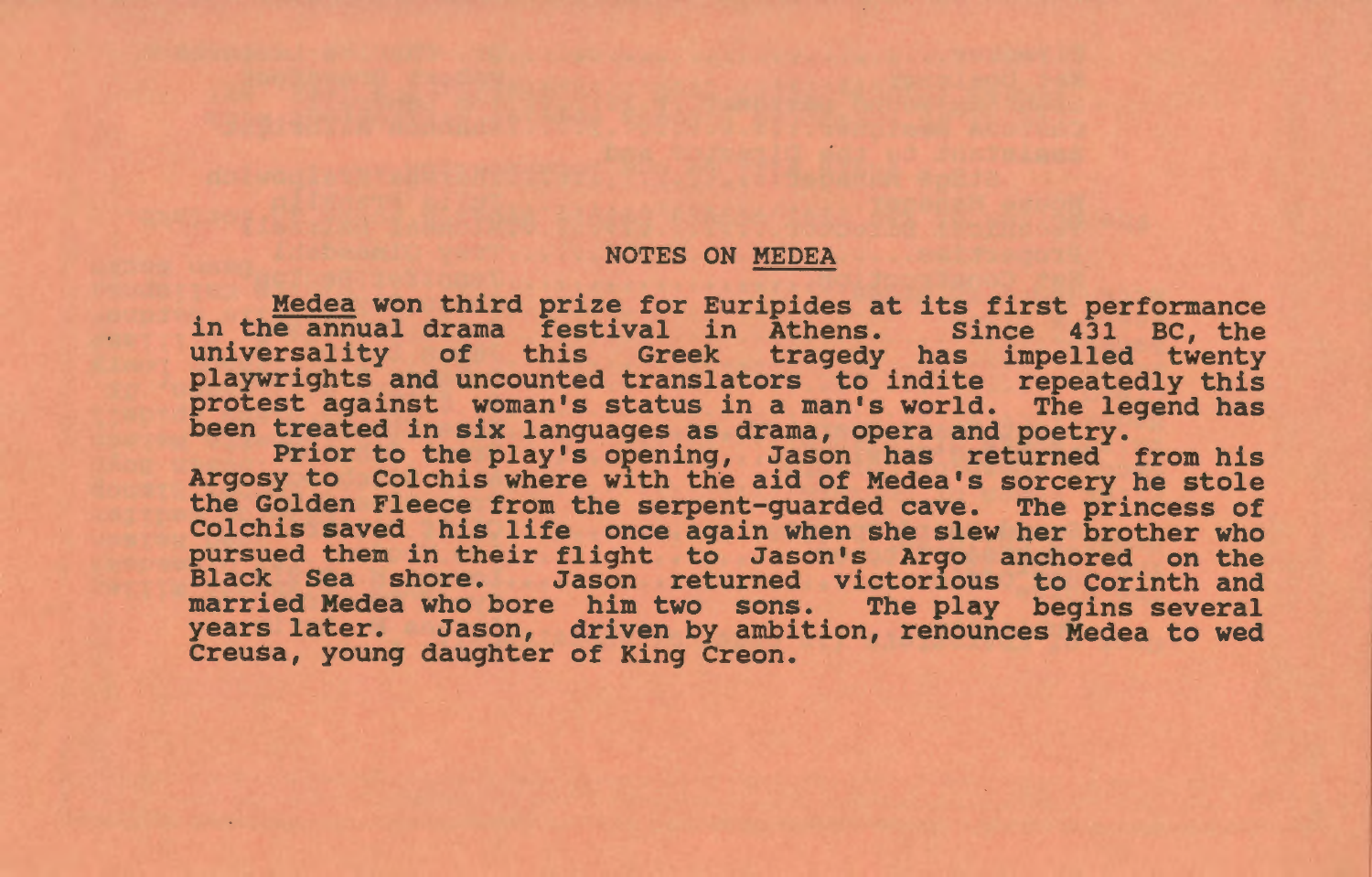## NOTES ON MEDEA

*Medea* won third prize for Euripides at its first performance in the annual drama festival in Athens. Since 431 BC, the universality of this Greek tragedy has impelled twenty playwrights and uncounted translators to indite repeatedly this protest against woman's status in a man's world. The legend has been treated in six languages as drama, opera and poetry.

Prior to the play's opening, Jason has returned from his Argosy to Colchis where with the aid of Medea's sorcery he stole the Golden Fleece from the serpent-guarded cave. The princess of Colchis saved his life once again when she slew her brother who pursued them in their flight to Jason's Argo anchored on the Black Sea shore. Jason returned victorious to Corinth and married Medea who bore him two sons. The play begins several years later. Jason, driven by ambition, renounces Medea to wed Creusa, young daughter of King Creon.